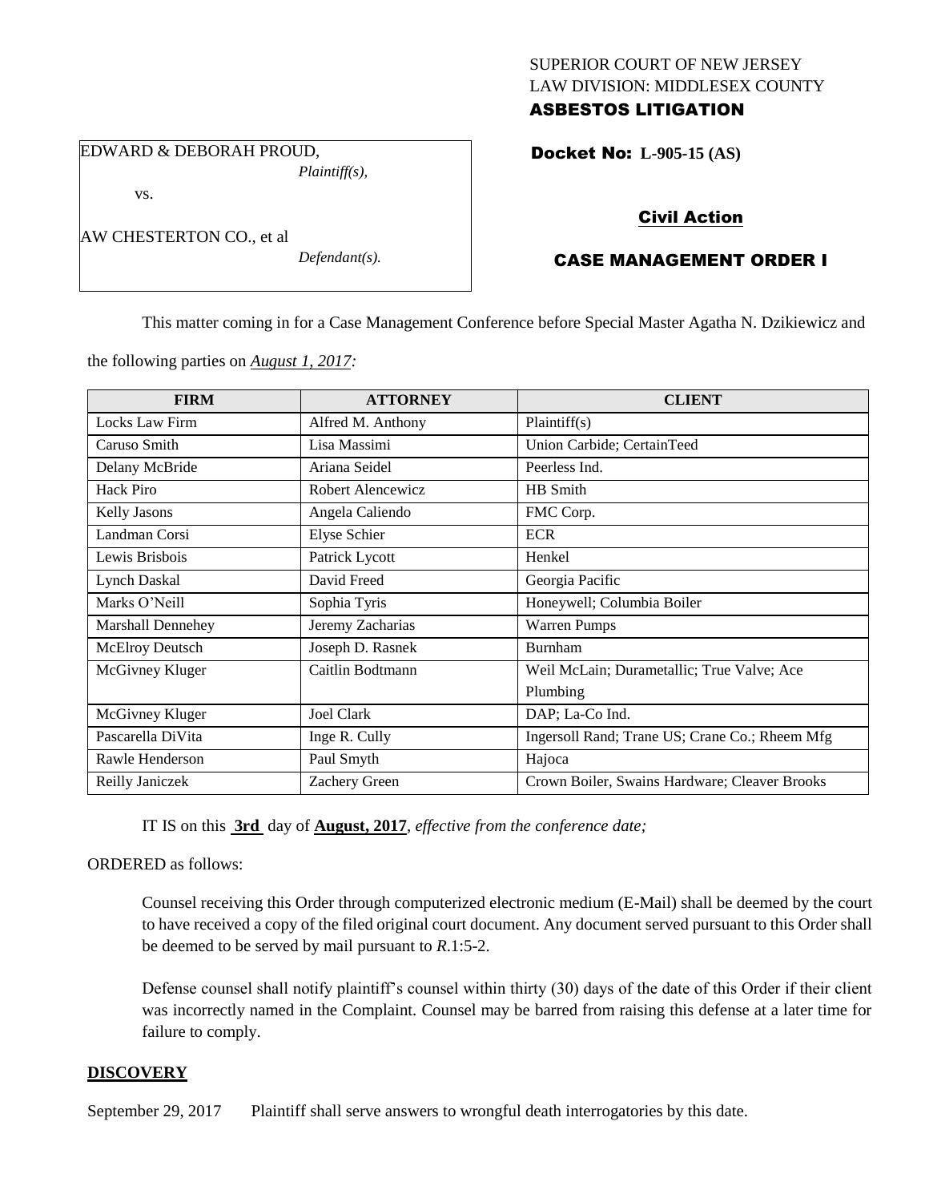SUPERIOR COURT OF NEW JERSEY
LAW DIVISION: MIDDLESEX COUNTY
**ASBESTOS LITIGATION**

EDWARD & DEBORAH PROUD,
*Plaintiff(s),*

vs.

AW CHESTERTON CO., et al
*Defendant(s).*

**Docket No: L-905-15 (AS)**

**Civil Action**

**CASE MANAGEMENT ORDER I**

This matter coming in for a Case Management Conference before Special Master Agatha N. Dzikiewicz and the following parties on *August 1, 2017:*

| FIRM | ATTORNEY | CLIENT |
|---|---|---|
| Locks Law Firm | Alfred M. Anthony | Plaintiff(s) |
| Caruso Smith | Lisa Massimi | Union Carbide; CertainTeed |
| Delany McBride | Ariana Seidel | Peerless Ind. |
| Hack Piro | Robert Alencewicz | HB Smith |
| Kelly Jasons | Angela Caliendo | FMC Corp. |
| Landman Corsi | Elyse Schier | ECR |
| Lewis Brisbois | Patrick Lycott | Henkel |
| Lynch Daskal | David Freed | Georgia Pacific |
| Marks O'Neill | Sophia Tyris | Honeywell; Columbia Boiler |
| Marshall Dennehey | Jeremy Zacharias | Warren Pumps |
| McElroy Deutsch | Joseph D. Rasnek | Burnham |
| McGivney Kluger | Caitlin Bodtmann | Weil McLain; Durametallic; True Valve; Ace Plumbing |
| McGivney Kluger | Joel Clark | DAP; La-Co Ind. |
| Pascarella DiVita | Inge R. Cully | Ingersoll Rand; Trane US; Crane Co.; Rheem Mfg |
| Rawle Henderson | Paul Smyth | Hajoca |
| Reilly Janiczek | Zachery Green | Crown Boiler, Swains Hardware; Cleaver Brooks |

IT IS on this **3rd** day of **August, 2017**, *effective from the conference date;*

ORDERED as follows:

Counsel receiving this Order through computerized electronic medium (E-Mail) shall be deemed by the court to have received a copy of the filed original court document. Any document served pursuant to this Order shall be deemed to be served by mail pursuant to *R*.1:5-2.

Defense counsel shall notify plaintiff's counsel within thirty (30) days of the date of this Order if their client was incorrectly named in the Complaint. Counsel may be barred from raising this defense at a later time for failure to comply.

## DISCOVERY

September 29, 2017 Plaintiff shall serve answers to wrongful death interrogatories by this date.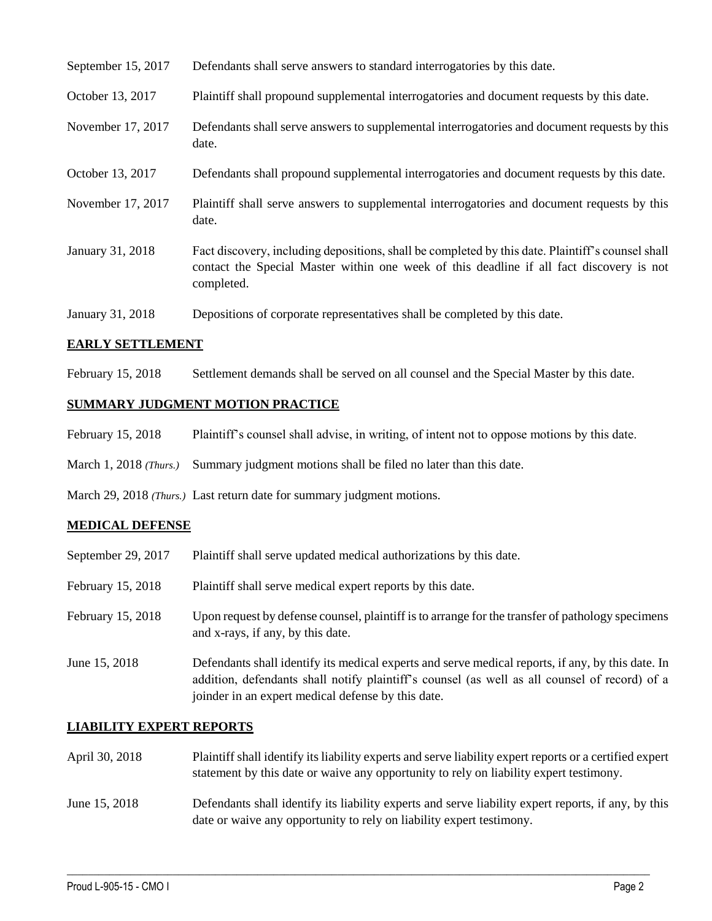| | |
|---|---|
| September 15, 2017 | Defendants shall serve answers to standard interrogatories by this date. |
| October 13, 2017 | Plaintiff shall propound supplemental interrogatories and document requests by this date. |
| November 17, 2017 | Defendants shall serve answers to supplemental interrogatories and document requests by this date. |
| October 13, 2017 | Defendants shall propound supplemental interrogatories and document requests by this date. |
| November 17, 2017 | Plaintiff shall serve answers to supplemental interrogatories and document requests by this date. |
| January 31, 2018 | Fact discovery, including depositions, shall be completed by this date. Plaintiff's counsel shall contact the Special Master within one week of this deadline if all fact discovery is not completed. |
| January 31, 2018 | Depositions of corporate representatives shall be completed by this date. |

## EARLY SETTLEMENT

| | |
|---|---|
| February 15, 2018 | Settlement demands shall be served on all counsel and the Special Master by this date. |

## SUMMARY JUDGMENT MOTION PRACTICE

| | |
|---|---|
| February 15, 2018 | Plaintiff's counsel shall advise, in writing, of intent not to oppose motions by this date. |
| March 1, 2018 *(Thurs.)* | Summary judgment motions shall be filed no later than this date. |
| March 29, 2018 *(Thurs.)* | Last return date for summary judgment motions. |

## MEDICAL DEFENSE

| | |
|---|---|
| September 29, 2017 | Plaintiff shall serve updated medical authorizations by this date. |
| February 15, 2018 | Plaintiff shall serve medical expert reports by this date. |
| February 15, 2018 | Upon request by defense counsel, plaintiff is to arrange for the transfer of pathology specimens and x-rays, if any, by this date. |
| June 15, 2018 | Defendants shall identify its medical experts and serve medical reports, if any, by this date. In addition, defendants shall notify plaintiff's counsel (as well as all counsel of record) of a joinder in an expert medical defense by this date. |

## LIABILITY EXPERT REPORTS

| | |
|---|---|
| April 30, 2018 | Plaintiff shall identify its liability experts and serve liability expert reports or a certified expert statement by this date or waive any opportunity to rely on liability expert testimony. |
| June 15, 2018 | Defendants shall identify its liability experts and serve liability expert reports, if any, by this date or waive any opportunity to rely on liability expert testimony. |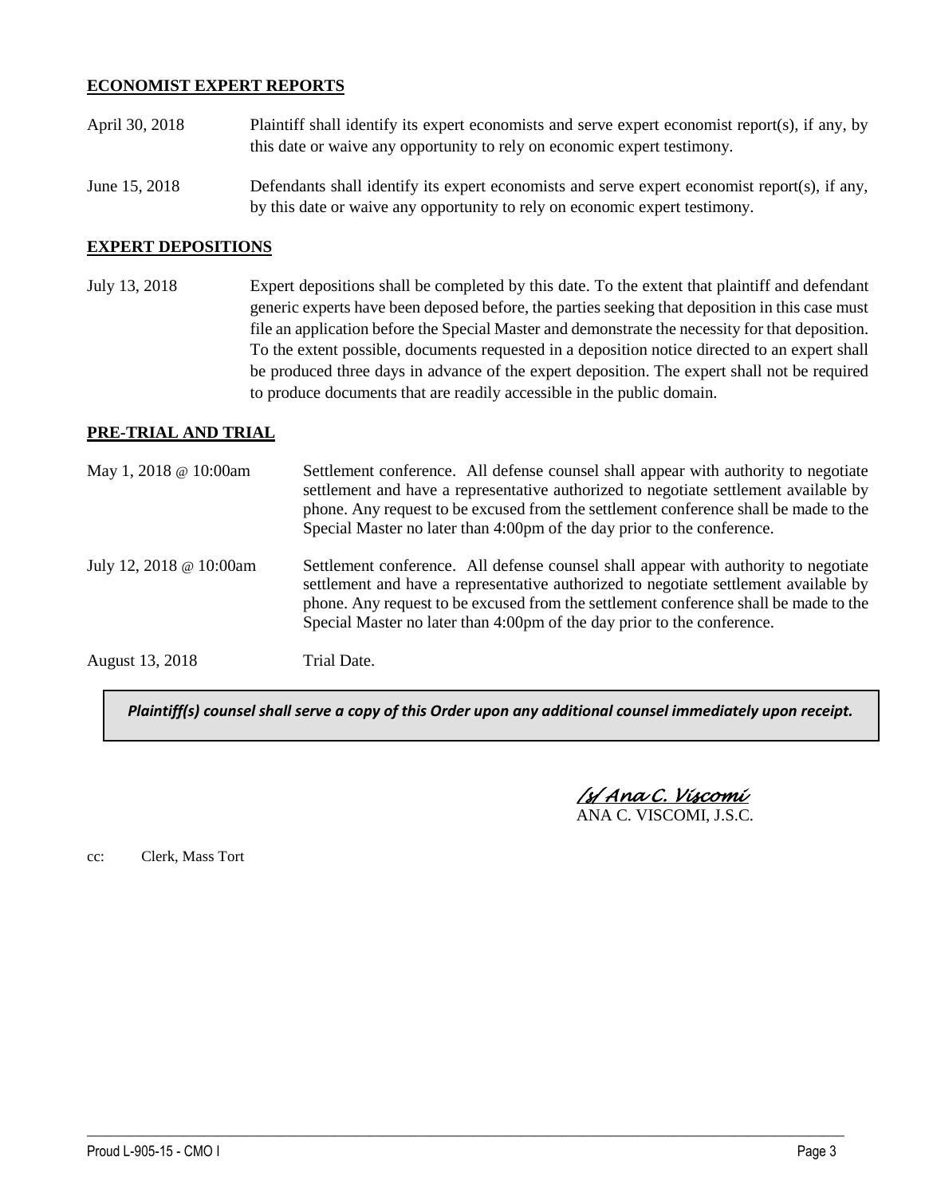## ECONOMIST EXPERT REPORTS

| | |
|---|---|
| April 30, 2018 | Plaintiff shall identify its expert economists and serve expert economist report(s), if any, by this date or waive any opportunity to rely on economic expert testimony. |
| June 15, 2018 | Defendants shall identify its expert economists and serve expert economist report(s), if any, by this date or waive any opportunity to rely on economic expert testimony. |

## EXPERT DEPOSITIONS

| | |
|---|---|
| July 13, 2018 | Expert depositions shall be completed by this date. To the extent that plaintiff and defendant generic experts have been deposed before, the parties seeking that deposition in this case must file an application before the Special Master and demonstrate the necessity for that deposition. To the extent possible, documents requested in a deposition notice directed to an expert shall be produced three days in advance of the expert deposition. The expert shall not be required to produce documents that are readily accessible in the public domain. |

## PRE-TRIAL AND TRIAL

| | |
|---|---|
| May 1, 2018 @ 10:00am | Settlement conference. All defense counsel shall appear with authority to negotiate settlement and have a representative authorized to negotiate settlement available by phone. Any request to be excused from the settlement conference shall be made to the Special Master no later than 4:00pm of the day prior to the conference. |
| July 12, 2018 @ 10:00am | Settlement conference. All defense counsel shall appear with authority to negotiate settlement and have a representative authorized to negotiate settlement available by phone. Any request to be excused from the settlement conference shall be made to the Special Master no later than 4:00pm of the day prior to the conference. |
| August 13, 2018 | Trial Date. |

***Plaintiff(s) counsel shall serve a copy of this Order upon any additional counsel immediately upon receipt.***

*/s/ Ana C. Viscomi*
ANA C. VISCOMI, J.S.C.

cc: Clerk, Mass Tort

Proud L-905-15 - CMO I